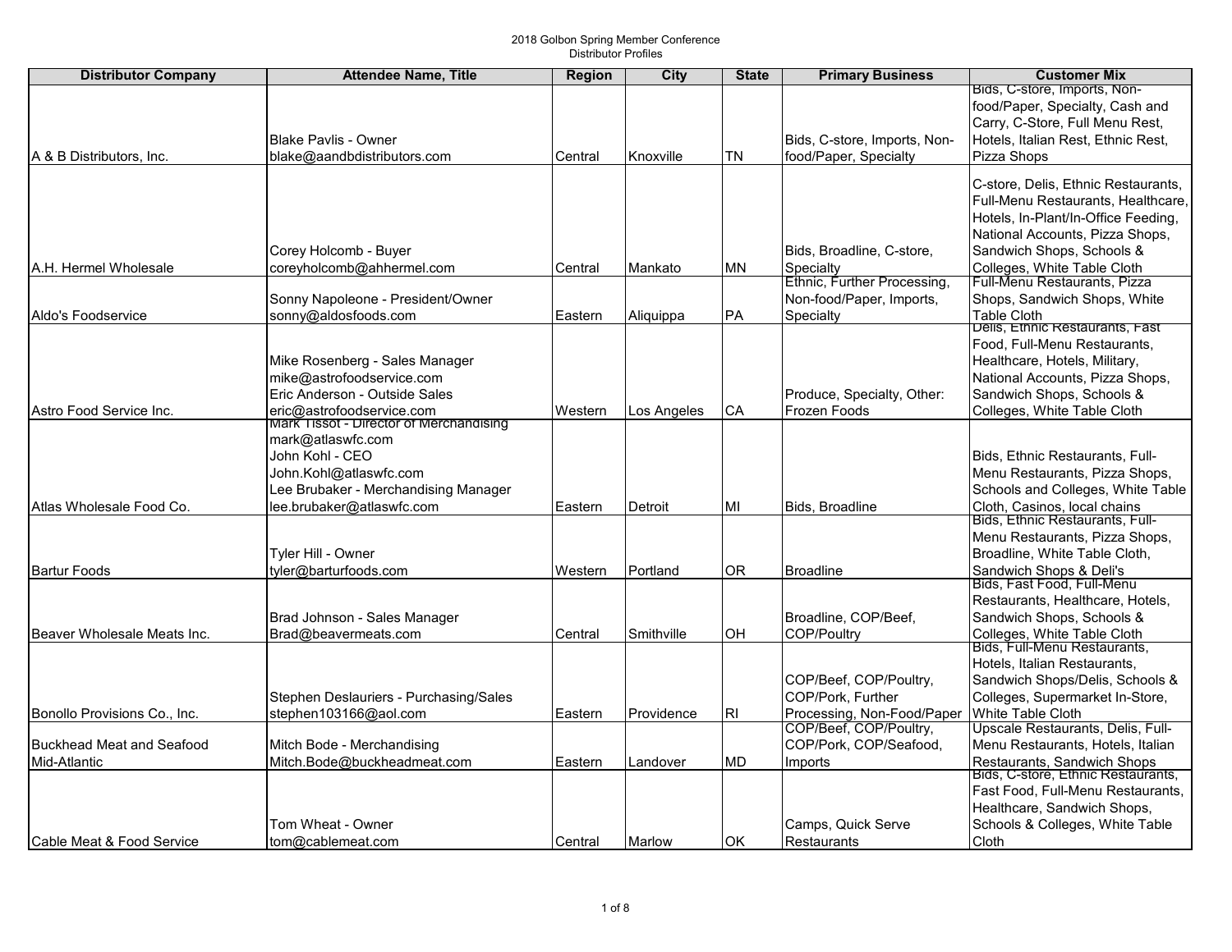# 2018 Golbon Spring Member Conference

## Distributor Profiles

| Distributor Company | Attendee Name, Title | Region | City | State | Primary Business | Customer Mix |
|---|---|---|---|---|---|---|
| A & B Distributors, Inc. | Blake Pavlis - Owner<br>blake@aandbdistributors.com | Central | Knoxville | TN | Bids, C-store, Imports, Non-food/Paper, Specialty | Bids, C-store, Imports, Non-food/Paper, Specialty, Cash and Carry, C-Store, Full Menu Rest, Hotels, Italian Rest, Ethnic Rest, Pizza Shops |
| A.H. Hermel Wholesale | Corey Holcomb - Buyer<br>coreyholcomb@ahhermel.com | Central | Mankato | MN | Bids, Broadline, C-store, Specialty | C-store, Delis, Ethnic Restaurants, Full-Menu Restaurants, Healthcare, Hotels, In-Plant/In-Office Feeding, National Accounts, Pizza Shops, Sandwich Shops, Schools & Colleges, White Table Cloth |
| Aldo's Foodservice | Sonny Napoleone - President/Owner<br>sonny@aldosfoods.com | Eastern | Aliquippa | PA | Ethnic, Further Processing, Non-food/Paper, Imports, Specialty | Full-Menu Restaurants, Pizza Shops, Sandwich Shops, White Table Cloth |
| Astro Food Service Inc. | Mike Rosenberg - Sales Manager<br>mike@astrofoodservice.com<br>Eric Anderson - Outside Sales<br>eric@astrofoodservice.com | Western | Los Angeles | CA | Produce, Specialty, Other: Frozen Foods | Delis, Ethnic Restaurants, Fast Food, Full-Menu Restaurants, Healthcare, Hotels, Military, National Accounts, Pizza Shops, Sandwich Shops, Schools & Colleges, White Table Cloth |
| Atlas Wholesale Food Co. | Mark Tissot - Director of Merchandising<br>mark@atlaswfc.com<br>John Kohl - CEO<br>John.Kohl@atlaswfc.com<br>Lee Brubaker - Merchandising Manager<br>lee.brubaker@atlaswfc.com | Eastern | Detroit | MI | Bids, Broadline | Bids, Ethnic Restaurants, Full-Menu Restaurants, Pizza Shops, Schools and Colleges, White Table Cloth, Casinos, local chains |
| Bartur Foods | Tyler Hill - Owner<br>tyler@barturfoods.com | Western | Portland | OR | Broadline | Bids, Ethnic Restaurants, Full-Menu Restaurants, Pizza Shops, Broadline, White Table Cloth, Sandwich Shops & Deli's |
| Beaver Wholesale Meats Inc. | Brad Johnson - Sales Manager<br>Brad@beavermeats.com | Central | Smithville | OH | Broadline, COP/Beef, COP/Poultry | Bids, Fast Food, Full-Menu Restaurants, Healthcare, Hotels, Sandwich Shops, Schools & Colleges, White Table Cloth |
| Bonollo Provisions Co., Inc. | Stephen Deslauriers - Purchasing/Sales<br>stephen103166@aol.com | Eastern | Providence | RI | COP/Beef, COP/Poultry, COP/Pork, Further Processing, Non-Food/Paper | Bids, Full-Menu Restaurants, Hotels, Italian Restaurants, Sandwich Shops/Delis, Schools & Colleges, Supermarket In-Store, White Table Cloth |
| Buckhead Meat and Seafood Mid-Atlantic | Mitch Bode - Merchandising<br>Mitch.Bode@buckheadmeat.com | Eastern | Landover | MD | COP/Beef, COP/Poultry, COP/Pork, COP/Seafood, Imports | Upscale Restaurants, Delis, Full-Menu Restaurants, Hotels, Italian Restaurants, Sandwich Shops |
| Cable Meat & Food Service | Tom Wheat - Owner<br>tom@cablemeat.com | Central | Marlow | OK | Camps, Quick Serve Restaurants | Bids, C-store, Ethnic Restaurants, Fast Food, Full-Menu Restaurants, Healthcare, Sandwich Shops, Schools & Colleges, White Table Cloth |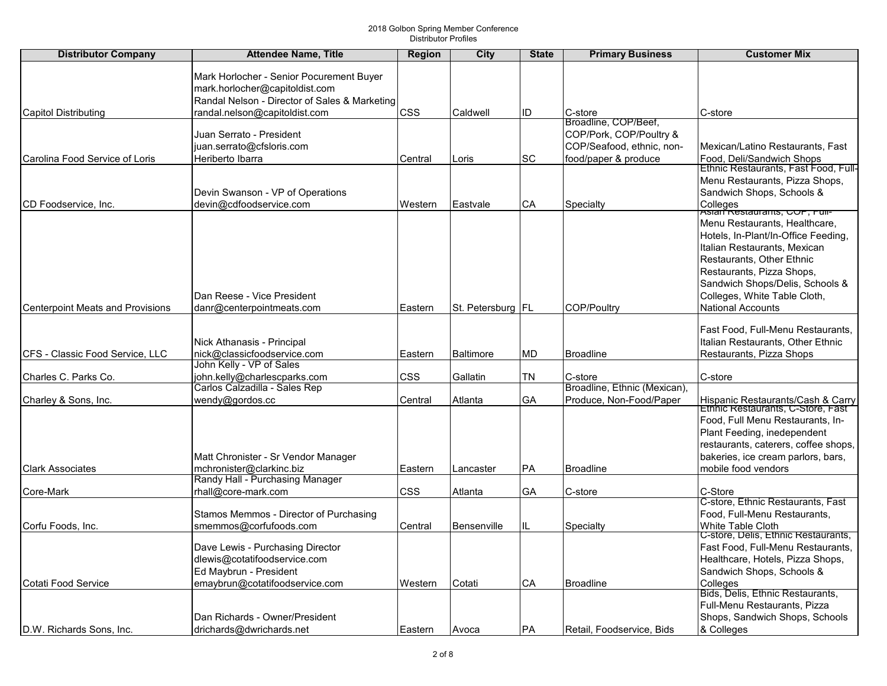2018 Golbon Spring Member Conference
Distributor Profiles

| Distributor Company | Attendee Name, Title | Region | City | State | Primary Business | Customer Mix |
|---|---|---|---|---|---|---|
| Capitol Distributing | Mark Horlocher - Senior Pocurement Buyer mark.horlocher@capitoldist.com Randal Nelson - Director of Sales & Marketing randal.nelson@capitoldist.com | CSS | Caldwell | ID | C-store | C-store |
| Carolina Food Service of Loris | Juan Serrato - President juan.serrato@cfsloris.com Heriberto Ibarra | Central | Loris | SC | Broadline, COP/Beef, COP/Pork, COP/Poultry & COP/Seafood, ethnic, non-food/paper & produce | Mexican/Latino Restaurants, Fast Food, Deli/Sandwich Shops |
| CD Foodservice, Inc. | Devin Swanson - VP of Operations devin@cdfoodservice.com | Western | Eastvale | CA | Specialty | Ethnic Restaurants, Fast Food, Full-Menu Restaurants, Pizza Shops, Sandwich Shops, Schools & Colleges |
| Centerpoint Meats and Provisions | Dan Reese - Vice President danr@centerpointmeats.com | Eastern | St. Petersburg | FL | COP/Poultry | Asian Restaurants, COP, Full-Menu Restaurants, Healthcare, Hotels, In-Plant/In-Office Feeding, Italian Restaurants, Mexican Restaurants, Other Ethnic Restaurants, Pizza Shops, Sandwich Shops/Delis, Schools & Colleges, White Table Cloth, National Accounts |
| CFS - Classic Food Service, LLC | Nick Athanasis - Principal nick@classicfoodservice.com | Eastern | Baltimore | MD | Broadline | Fast Food, Full-Menu Restaurants, Italian Restaurants, Other Ethnic Restaurants, Pizza Shops |
| Charles C. Parks Co. | John Kelly - VP of Sales john.kelly@charlescparks.com | CSS | Gallatin | TN | C-store | C-store |
| Charley & Sons, Inc. | Carlos Calzadilla - Sales Rep wendy@gordos.cc | Central | Atlanta | GA | Broadline, Ethnic (Mexican), Produce, Non-Food/Paper | Hispanic Restaurants/Cash & Carry |
| Clark Associates | Matt Chronister - Sr Vendor Manager mchronister@clarkinc.biz | Eastern | Lancaster | PA | Broadline | Ethnic Restaurants, C-Store, Fast Food, Full Menu Restaurants, In-Plant Feeding, inedependent restaurants, caterers, coffee shops, bakeries, ice cream parlors, bars, mobile food vendors |
| Core-Mark | Randy Hall - Purchasing Manager rhall@core-mark.com | CSS | Atlanta | GA | C-store | C-Store |
| Corfu Foods, Inc. | Stamos Memmos - Director of Purchasing smemmos@corfufoods.com | Central | Bensenville | IL | Specialty | C-store, Ethnic Restaurants, Fast Food, Full-Menu Restaurants, White Table Cloth |
| Cotati Food Service | Dave Lewis - Purchasing Director dlewis@cotatifoodservice.com Ed Maybrun - President emaybrun@cotatifoodservice.com | Western | Cotati | CA | Broadline | C-store, Delis, Ethnic Restaurants, Fast Food, Full-Menu Restaurants, Healthcare, Hotels, Pizza Shops, Sandwich Shops, Schools & Colleges |
| D.W. Richards Sons, Inc. | Dan Richards - Owner/President drichards@dwrichards.net | Eastern | Avoca | PA | Retail, Foodservice, Bids | Bids, Delis, Ethnic Restaurants, Full-Menu Restaurants, Pizza Shops, Sandwich Shops, Schools & Colleges |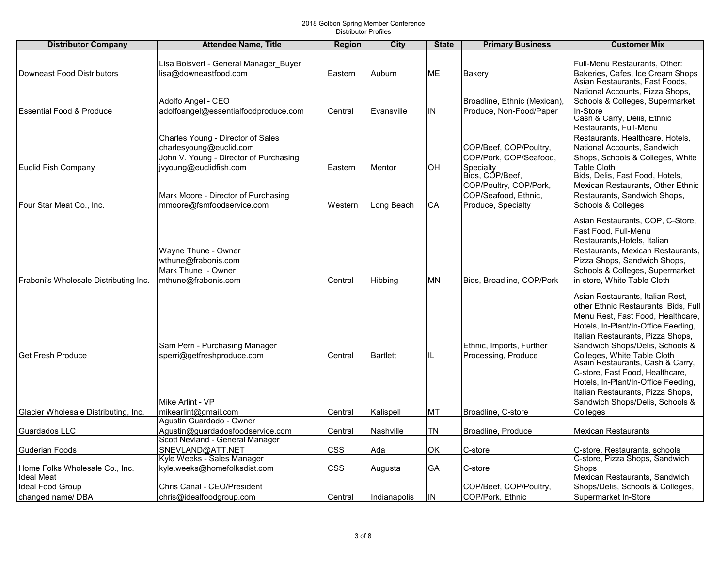| Distributor Company | Attendee Name, Title | Region | City | State | Primary Business | Customer Mix |
|---|---|---|---|---|---|---|
| Downeast Food Distributors | Lisa Boisvert - General Manager_Buyer lisa@downeastfood.com | Eastern | Auburn | ME | Bakery | Full-Menu Restaurants, Other: Bakeries, Cafes, Ice Cream Shops |
| Essential Food & Produce | Adolfo Angel - CEO adolfoangel@essentialfoodproduce.com | Central | Evansville | IN | Broadline, Ethnic (Mexican), Produce, Non-Food/Paper | Asian Restaurants, Fast Foods, National Accounts, Pizza Shops, Schools & Colleges, Supermarket In-Store |
| Euclid Fish Company | Charles Young - Director of Sales charlesyoung@euclid.com John V. Young - Director of Purchasing jvyoung@euclidfish.com | Eastern | Mentor | OH | COP/Beef, COP/Poultry, COP/Pork, COP/Seafood, Specialty | Cash & Carry, Delis, Ethnic Restaurants, Full-Menu Restaurants, Healthcare, Hotels, National Accounts, Sandwich Shops, Schools & Colleges, White Table Cloth |
| Four Star Meat Co., Inc. | Mark Moore - Director of Purchasing mmoore@fsmfoodservice.com | Western | Long Beach | CA | Bids, COP/Beef, COP/Poultry, COP/Pork, COP/Seafood, Ethnic, Produce, Specialty | Bids, Delis, Fast Food, Hotels, Mexican Restaurants, Other Ethnic Restaurants, Sandwich Shops, Schools & Colleges |
| Fraboni's Wholesale Distributing Inc. | Wayne Thune - Owner wthune@frabonis.com Mark Thune - Owner mthune@frabonis.com | Central | Hibbing | MN | Bids, Broadline, COP/Pork | Asian Restaurants, COP, C-Store, Fast Food, Full-Menu Restaurants,Hotels, Italian Restaurants, Mexican Restaurants, Pizza Shops, Sandwich Shops, Schools & Colleges, Supermarket in-store, White Table Cloth |
| Get Fresh Produce | Sam Perri - Purchasing Manager sperri@getfreshproduce.com | Central | Bartlett | IL | Ethnic, Imports, Further Processing, Produce | Asian Restaurants, Italian Rest, other Ethnic Restaurants, Bids, Full Menu Rest, Fast Food, Healthcare, Hotels, In-Plant/In-Office Feeding, Italian Restaurants, Pizza Shops, Sandwich Shops/Delis, Schools & Colleges, White Table Cloth |
| Glacier Wholesale Distributing, Inc. | Mike Arlint - VP mikearlint@gmail.com | Central | Kalispell | MT | Broadline, C-store | Asain Restaurants, Cash & Carry, C-store, Fast Food, Healthcare, Hotels, In-Plant/In-Office Feeding, Italian Restaurants, Pizza Shops, Sandwich Shops/Delis, Schools & Colleges |
| Guardados LLC | Agustin Guardado - Owner Agustin@guardadosfoodservice.com | Central | Nashville | TN | Broadline, Produce | Mexican Restaurants |
| Guderian Foods | Scott Nevland - General Manager SNEVLAND@ATT.NET | CSS | Ada | OK | C-store | C-store, Restaurants, schools |
| Home Folks Wholesale Co., Inc. | Kyle Weeks - Sales Manager kyle.weeks@homefolksdist.com | CSS | Augusta | GA | C-store | C-store, Pizza Shops, Sandwich Shops |
| Ideal Meat Ideal Food Group changed name/ DBA | Chris Canal - CEO/President chris@idealfoodgroup.com | Central | Indianapolis | IN | COP/Beef, COP/Poultry, COP/Pork, Ethnic | Mexican Restaurants, Sandwich Shops/Delis, Schools & Colleges, Supermarket In-Store |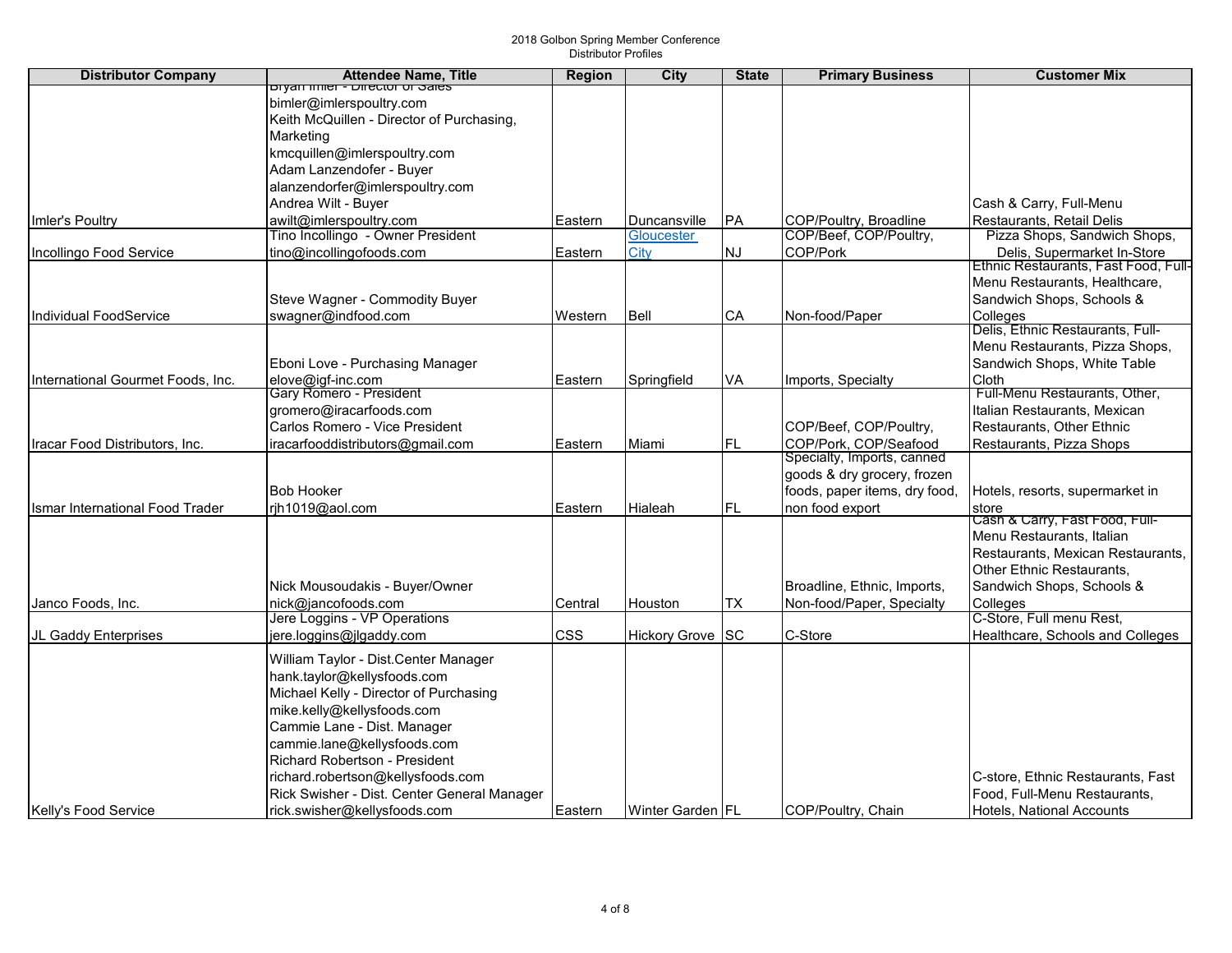2018 Golbon Spring Member Conference
Distributor Profiles

| Distributor Company | Attendee Name, Title | Region | City | State | Primary Business | Customer Mix |
|---|---|---|---|---|---|---|
| Imler's Poultry | Bryan Imler - Director of Sales<br>bimler@imlerspoultry.com<br>Keith McQuillen - Director of Purchasing, Marketing<br>kmcquillen@imlerspoultry.com<br>Adam Lanzendofer - Buyer<br>alanzendorfer@imlerspoultry.com<br>Andrea Wilt - Buyer<br>awilt@imlerspoultry.com | Eastern | Duncansville | PA | COP/Poultry, Broadline | Cash & Carry, Full-Menu Restaurants, Retail Delis |
| Incollingo Food Service | Tino Incollingo - Owner President<br>tino@incollingofoods.com | Eastern | Gloucester City | NJ | COP/Beef, COP/Poultry, COP/Pork | Pizza Shops, Sandwich Shops, Delis, Supermarket In-Store |
| Individual FoodService | Steve Wagner - Commodity Buyer<br>swagner@indfood.com | Western | Bell | CA | Non-food/Paper | Ethnic Restaurants, Fast Food, Full-Menu Restaurants, Healthcare, Sandwich Shops, Schools & Colleges |
| International Gourmet Foods, Inc. | Eboni Love - Purchasing Manager<br>elove@igf-inc.com | Eastern | Springfield | VA | Imports, Specialty | Delis, Ethnic Restaurants, Full-Menu Restaurants, Pizza Shops, Sandwich Shops, White Table Cloth |
| Iracar Food Distributors, Inc. | Gary Romero - President<br>gromero@iracarfoods.com<br>Carlos Romero - Vice President<br>iracarfooddistributors@gmail.com | Eastern | Miami | FL | COP/Beef, COP/Poultry, COP/Pork, COP/Seafood | Full-Menu Restaurants, Other, Italian Restaurants, Mexican Restaurants, Other Ethnic Restaurants, Pizza Shops |
| Ismar International Food Trader | Bob Hooker<br>rjh1019@aol.com | Eastern | Hialeah | FL | Specialty, Imports, canned goods & dry grocery, frozen foods, paper items, dry food, non food export | Hotels, resorts, supermarket in store |
| Janco Foods, Inc. | Nick Mousoudakis - Buyer/Owner<br>nick@jancofoods.com | Central | Houston | TX | Broadline, Ethnic, Imports, Non-food/Paper, Specialty | Cash & Carry, Fast Food, Full-Menu Restaurants, Italian Restaurants, Mexican Restaurants, Other Ethnic Restaurants, Sandwich Shops, Schools & Colleges |
| JL Gaddy Enterprises | Jere Loggins - VP Operations<br>jere.loggins@jlgaddy.com | CSS | Hickory Grove | SC | C-Store | C-Store, Full menu Rest, Healthcare, Schools and Colleges |
| Kelly's Food Service | William Taylor - Dist.Center Manager<br>hank.taylor@kellysfoods.com<br>Michael Kelly - Director of Purchasing<br>mike.kelly@kellysfoods.com<br>Cammie Lane - Dist. Manager<br>cammie.lane@kellysfoods.com<br>Richard Robertson - President<br>richard.robertson@kellysfoods.com<br>Rick Swisher - Dist. Center General Manager<br>rick.swisher@kellysfoods.com | Eastern | Winter Garden | FL | COP/Poultry, Chain | C-store, Ethnic Restaurants, Fast Food, Full-Menu Restaurants, Hotels, National Accounts |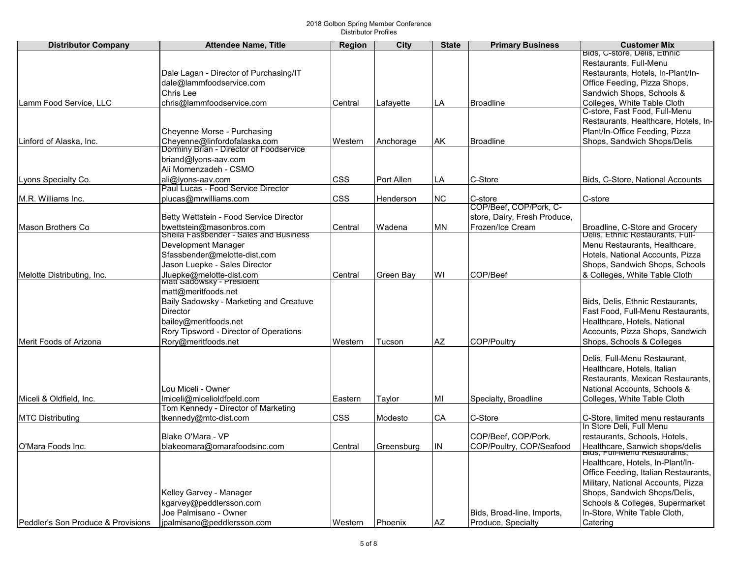| Distributor Company | Attendee Name, Title | Region | City | State | Primary Business | Customer Mix |
|---|---|---|---|---|---|---|
| Lamm Food Service, LLC | Dale Lagan - Director of Purchasing/IT<br>dale@lammfoodservice.com<br>Chris Lee<br>chris@lammfoodservice.com | Central | Lafayette | LA | Broadline | Bids, C-store, Delis, Ethnic Restaurants, Full-Menu Restaurants, Hotels, In-Plant/In-Office Feeding, Pizza Shops, Sandwich Shops, Schools & Colleges, White Table Cloth |
| Linford of Alaska, Inc. | Cheyenne Morse - Purchasing<br>Cheyenne@linfordofalaska.com | Western | Anchorage | AK | Broadline | C-store, Fast Food, Full-Menu Restaurants, Healthcare, Hotels, In-Plant/In-Office Feeding, Pizza Shops, Sandwich Shops/Delis |
| Lyons Specialty Co. | Dorminy Brian - Director of Foodservice<br>briand@lyons-aav.com<br>Ali Momenzadeh - CSMO<br>ali@lyons-aav.com | CSS | Port Allen | LA | C-Store | Bids, C-Store, National Accounts |
| M.R. Williams Inc. | Paul Lucas - Food Service Director<br>plucas@mrwilliams.com | CSS | Henderson | NC | C-store | C-store |
| Mason Brothers Co | Betty Wettstein - Food Service Director<br>bwettstein@masonbros.com | Central | Wadena | MN | COP/Beef, COP/Pork, C-store, Dairy, Fresh Produce, Frozen/Ice Cream | Broadline, C-Store and Grocery |
| Melotte Distributing, Inc. | Sheila Fassbender - Sales and Business Development Manager<br>Sfassbender@melotte-dist.com<br>Jason Luepke - Sales Director<br>Jluepke@melotte-dist.com | Central | Green Bay | WI | COP/Beef | Delis, Ethnic Restaurants, Full-Menu Restaurants, Healthcare, Hotels, National Accounts, Pizza Shops, Sandwich Shops, Schools & Colleges, White Table Cloth |
| Merit Foods of Arizona | Matt Sadowsky - President<br>matt@meritfoods.net<br>Baily Sadowsky - Marketing and Creatuve Director<br>bailey@meritfoods.net<br>Rory Tipsword - Director of Operations<br>Rory@meritfoods.net | Western | Tucson | AZ | COP/Poultry | Bids, Delis, Ethnic Restaurants, Fast Food, Full-Menu Restaurants, Healthcare, Hotels, National Accounts, Pizza Shops, Sandwich Shops, Schools & Colleges |
| Miceli & Oldfield, Inc. | Lou Miceli - Owner<br>lmiceli@micelioldfoeld.com | Eastern | Taylor | MI | Specialty, Broadline | Delis, Full-Menu Restaurant, Healthcare, Hotels, Italian Restaurants, Mexican Restaurants, National Accounts, Schools & Colleges, White Table Cloth |
| MTC Distributing | Tom Kennedy - Director of Marketing<br>tkennedy@mtc-dist.com | CSS | Modesto | CA | C-Store | C-Store, limited menu restaurants |
| O'Mara Foods Inc. | Blake O'Mara - VP<br>blakeomara@omarafoodsinc.com | Central | Greensburg | IN | COP/Beef, COP/Pork, COP/Poultry, COP/Seafood | In Store Deli, Full Menu restaurants, Schools, Hotels, Healthcare, Sanwich shops/delis |
| Peddler's Son Produce & Provisions | Kelley Garvey - Manager<br>kgarvey@peddlersson.com<br>Joe Palmisano - Owner<br>jpalmisano@peddlersson.com | Western | Phoenix | AZ | Bids, Broad-line, Imports, Produce, Specialty | Bids, Full-Menu Restaurants, Healthcare, Hotels, In-Plant/In-Office Feeding, Italian Restaurants, Military, National Accounts, Pizza Shops, Sandwich Shops/Delis, Schools & Colleges, Supermarket In-Store, White Table Cloth, Catering |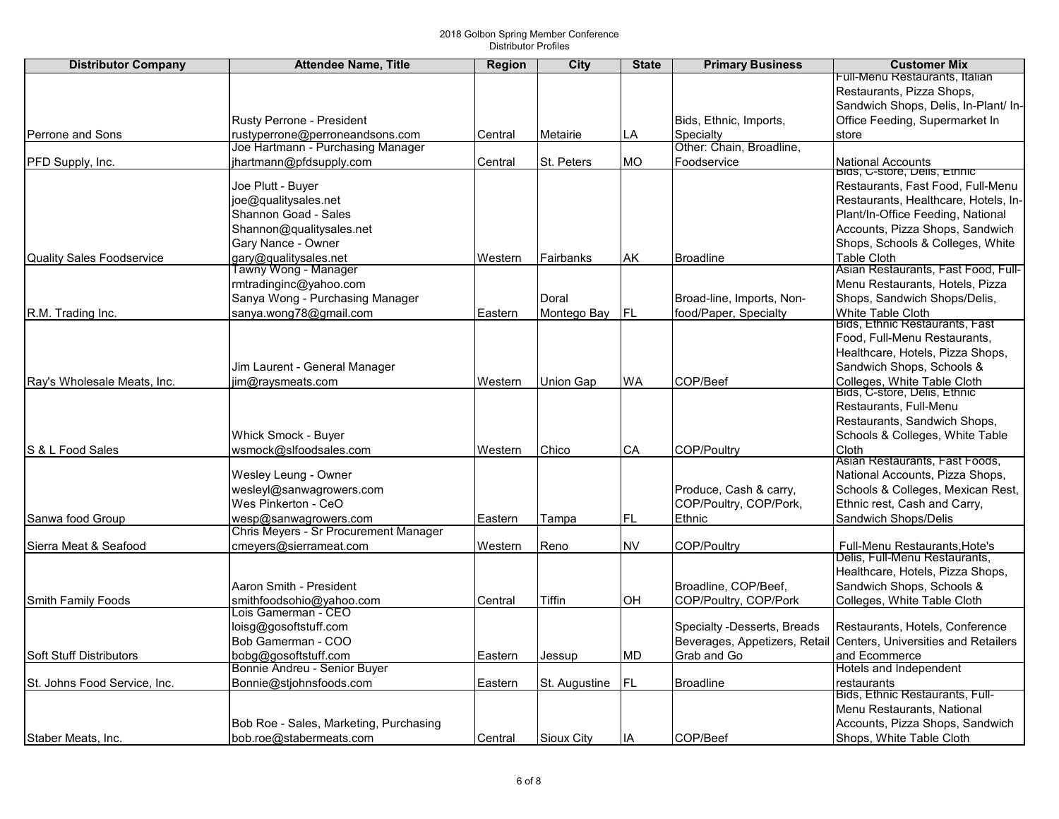2018 Golbon Spring Member Conference
Distributor Profiles

| Distributor Company | Attendee Name, Title | Region | City | State | Primary Business | Customer Mix |
|---|---|---|---|---|---|---|
| Perrone and Sons | Rusty Perrone - President<br>rustyperrone@perroneandsons.com | Central | Metairie | LA | Bids, Ethnic, Imports, Specialty | Full-Menu Restaurants, Italian Restaurants, Pizza Shops, Sandwich Shops, Delis, In-Plant/ In-Office Feeding, Supermarket In store |
| PFD Supply, Inc. | Joe Hartmann - Purchasing Manager<br>jhartmann@pfdsupply.com | Central | St. Peters | MO | Other: Chain, Broadline, Foodservice | National Accounts |
| Quality Sales Foodservice | Joe Plutt - Buyer<br>joe@qualitysales.net<br>Shannon Goad - Sales<br>Shannon@qualitysales.net<br>Gary Nance - Owner<br>gary@qualitysales.net | Western | Fairbanks | AK | Broadline | Bids, C-store, Delis, Ethnic Restaurants, Fast Food, Full-Menu Restaurants, Healthcare, Hotels, In-Plant/In-Office Feeding, National Accounts, Pizza Shops, Sandwich Shops, Schools & Colleges, White Table Cloth |
| R.M. Trading Inc. | Tawny Wong - Manager<br>rmtradinginc@yahoo.com<br>Sanya Wong - Purchasing Manager<br>sanya.wong78@gmail.com | Eastern | Doral<br>Montego Bay | FL | Broad-line, Imports, Non-food/Paper, Specialty | Asian Restaurants, Fast Food, Full-Menu Restaurants, Hotels, Pizza Shops, Sandwich Shops/Delis, White Table Cloth |
| Ray's Wholesale Meats, Inc. | Jim Laurent - General Manager<br>jim@raysmeats.com | Western | Union Gap | WA | COP/Beef | Bids, Ethnic Restaurants, Fast Food, Full-Menu Restaurants, Healthcare, Hotels, Pizza Shops, Sandwich Shops, Schools & Colleges, White Table Cloth |
| S & L Food Sales | Whick Smock - Buyer<br>wsmock@slfoodsales.com | Western | Chico | CA | COP/Poultry | Bids, C-store, Delis, Ethnic Restaurants, Full-Menu Restaurants, Sandwich Shops, Schools & Colleges, White Table Cloth |
| Sanwa food Group | Wesley Leung - Owner<br>wesleyl@sanwagrowers.com<br>Wes Pinkerton - CeO<br>wesp@sanwagrowers.com | Eastern | Tampa | FL | Produce, Cash & carry, COP/Poultry, COP/Pork, Ethnic | Asian Restaurants, Fast Foods, National Accounts, Pizza Shops, Schools & Colleges, Mexican Rest, Ethnic rest, Cash and Carry, Sandwich Shops/Delis |
| Sierra Meat & Seafood | Chris Meyers - Sr Procurement Manager<br>cmeyers@sierrameat.com | Western | Reno | NV | COP/Poultry | Full-Menu Restaurants,Hote's |
| Smith Family Foods | Aaron Smith - President<br>smithfoodsohio@yahoo.com | Central | Tiffin | OH | Broadline, COP/Beef, COP/Poultry, COP/Pork | Delis, Full-Menu Restaurants, Healthcare, Hotels, Pizza Shops, Sandwich Shops, Schools & Colleges, White Table Cloth |
| Soft Stuff Distributors | Lois Gamerman - CEO<br>loisg@gosoftstuff.com<br>Bob Gamerman - COO<br>bobg@gosoftstuff.com | Eastern | Jessup | MD | Specialty -Desserts, Breads Beverages, Appetizers, Retail Grab and Go | Restaurants, Hotels, Conference Centers, Universities and Retailers and Ecommerce |
| St. Johns Food Service, Inc. | Bonnie Andreu - Senior Buyer<br>Bonnie@stjohnsfoods.com | Eastern | St. Augustine | FL | Broadline | Hotels and Independent restaurants |
| Staber Meats, Inc. | Bob Roe - Sales, Marketing, Purchasing<br>bob.roe@stabermeats.com | Central | Sioux City | IA | COP/Beef | Bids, Ethnic Restaurants, Full-Menu Restaurants, National Accounts, Pizza Shops, Sandwich Shops, White Table Cloth |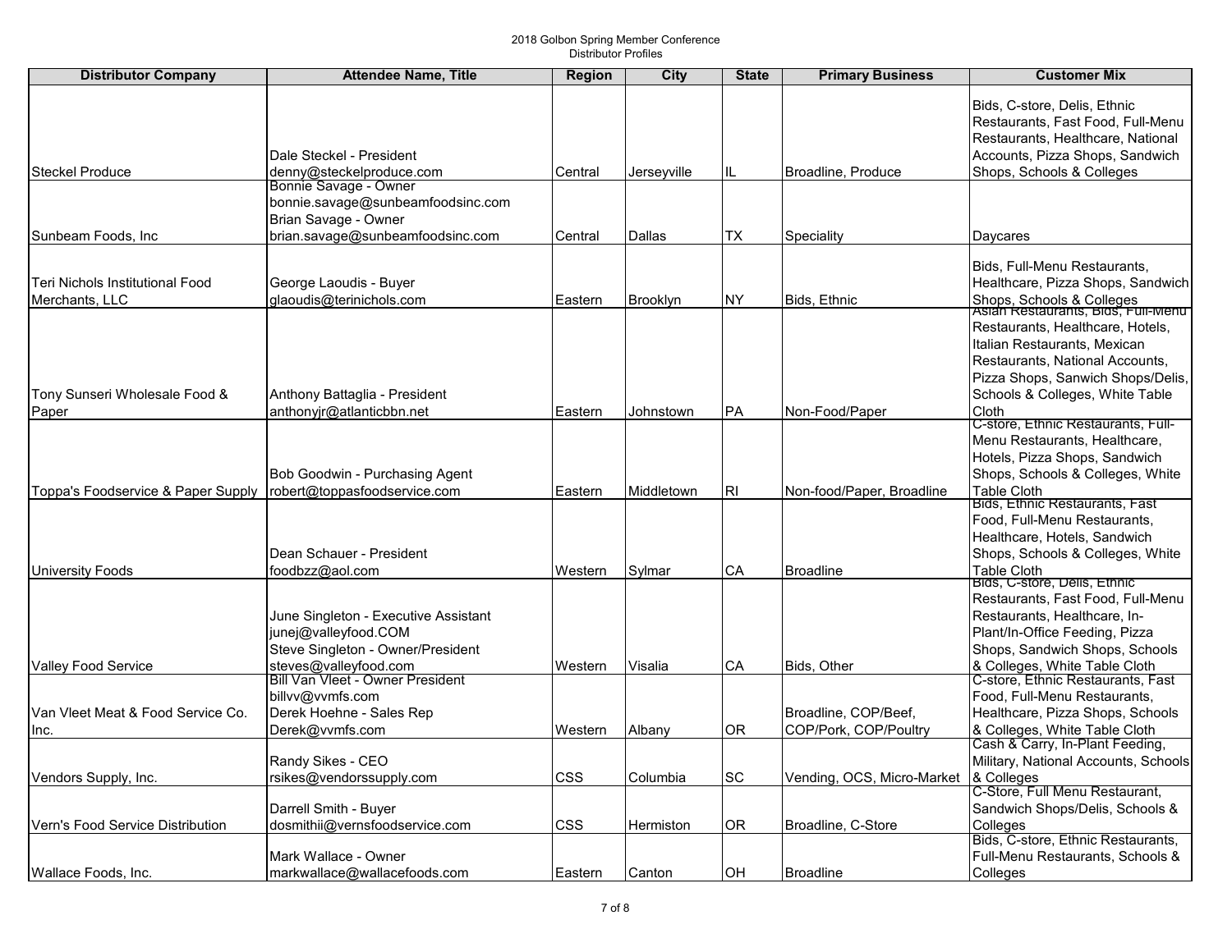2018 Golbon Spring Member Conference
Distributor Profiles

| Distributor Company | Attendee Name, Title | Region | City | State | Primary Business | Customer Mix |
|---|---|---|---|---|---|---|
| Steckel Produce | Dale Steckel - President<br>denny@steckelproduce.com | Central | Jerseyville | IL | Broadline, Produce | Bids, C-store, Delis, Ethnic Restaurants, Fast Food, Full-Menu Restaurants, Healthcare, National Accounts, Pizza Shops, Sandwich Shops, Schools & Colleges |
| Sunbeam Foods, Inc | Bonnie Savage - Owner<br>bonnie.savage@sunbeamfoodsinc.com<br>Brian Savage - Owner<br>brian.savage@sunbeamfoodsinc.com | Central | Dallas | TX | Speciality | Daycares |
| Teri Nichols Institutional Food Merchants, LLC | George Laoudis - Buyer<br>glaoudis@terinichols.com | Eastern | Brooklyn | NY | Bids, Ethnic | Bids, Full-Menu Restaurants, Healthcare, Pizza Shops, Sandwich Shops, Schools & Colleges |
| Tony Sunseri Wholesale Food & Paper | Anthony Battaglia - President<br>anthonyjr@atlanticbbn.net | Eastern | Johnstown | PA | Non-Food/Paper | Asian Restaurants, Bids, Full-Menu Restaurants, Healthcare, Hotels, Italian Restaurants, Mexican Restaurants, National Accounts, Pizza Shops, Sanwich Shops/Delis, Schools & Colleges, White Table Cloth |
| Toppa's Foodservice & Paper Supply | Bob Goodwin - Purchasing Agent<br>robert@toppasfoodservice.com | Eastern | Middletown | RI | Non-food/Paper, Broadline | C-store, Ethnic Restaurants, Full-Menu Restaurants, Healthcare, Hotels, Pizza Shops, Sandwich Shops, Schools & Colleges, White Table Cloth |
| University Foods | Dean Schauer - President<br>foodbzz@aol.com | Western | Sylmar | CA | Broadline | Bids, Ethnic Restaurants, Fast Food, Full-Menu Restaurants, Healthcare, Hotels, Sandwich Shops, Schools & Colleges, White Table Cloth |
| Valley Food Service | June Singleton - Executive Assistant<br>junej@valleyfood.COM<br>Steve Singleton - Owner/President<br>steves@valleyfood.com | Western | Visalia | CA | Bids, Other | Bids, C-store, Delis, Ethnic Restaurants, Fast Food, Full-Menu Restaurants, Healthcare, In-Plant/In-Office Feeding, Pizza Shops, Sandwich Shops, Schools & Colleges, White Table Cloth |
| Van Vleet Meat & Food Service Co. Inc. | Bill Van Vleet - Owner President<br>billvv@vvmfs.com<br>Derek Hoehne - Sales Rep<br>Derek@vvmfs.com | Western | Albany | OR | Broadline, COP/Beef, COP/Pork, COP/Poultry | C-store, Ethnic Restaurants, Fast Food, Full-Menu Restaurants, Healthcare, Pizza Shops, Schools & Colleges, White Table Cloth |
| Vendors Supply, Inc. | Randy Sikes - CEO<br>rsikes@vendorssupply.com | CSS | Columbia | SC | Vending, OCS, Micro-Market | Cash & Carry, In-Plant Feeding, Military, National Accounts, Schools & Colleges |
| Vern's Food Service Distribution | Darrell Smith - Buyer<br>dosmithii@vernsfoodservice.com | CSS | Hermiston | OR | Broadline, C-Store | C-Store, Full Menu Restaurant, Sandwich Shops/Delis, Schools & Colleges |
| Wallace Foods, Inc. | Mark Wallace - Owner<br>markwallace@wallacefoods.com | Eastern | Canton | OH | Broadline | Bids, C-store, Ethnic Restaurants, Full-Menu Restaurants, Schools & Colleges |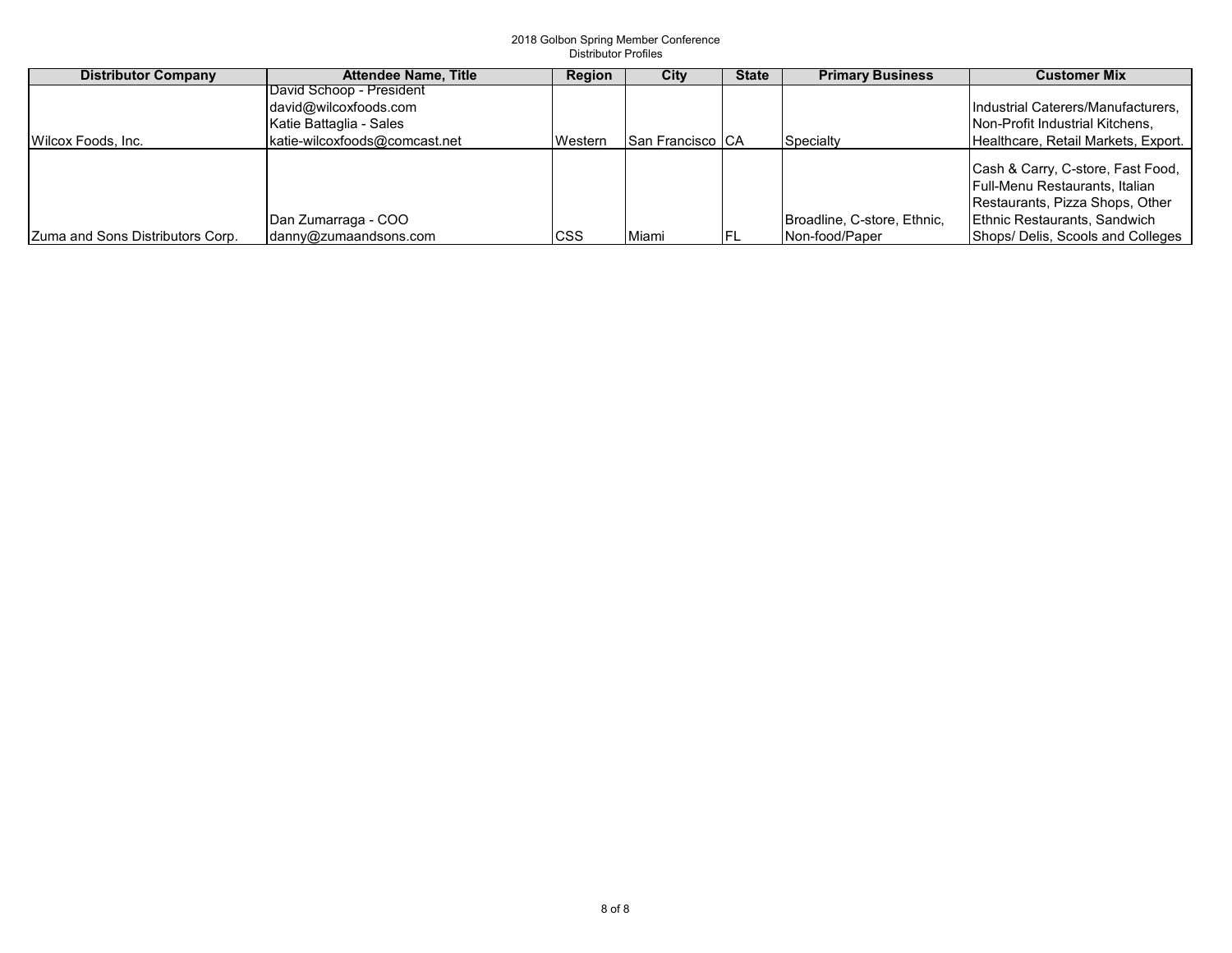2018 Golbon Spring Member Conference
Distributor Profiles

| Distributor Company | Attendee Name, Title | Region | City | State | Primary Business | Customer Mix |
|---|---|---|---|---|---|---|
| Wilcox Foods, Inc. | David Schoop - President<br>david@wilcoxfoods.com<br>Katie Battaglia - Sales<br>katie-wilcoxfoods@comcast.net | Western | San Francisco | CA | Specialty | Industrial Caterers/Manufacturers, Non-Profit Industrial Kitchens, Healthcare, Retail Markets, Export. |
| Zuma and Sons Distributors Corp. | Dan Zumarraga - COO<br>danny@zumaandsons.com | CSS | Miami | FL | Broadline, C-store, Ethnic, Non-food/Paper | Cash & Carry, C-store, Fast Food, Full-Menu Restaurants, Italian Restaurants, Pizza Shops, Other Ethnic Restaurants, Sandwich Shops/ Delis, Scools and Colleges |